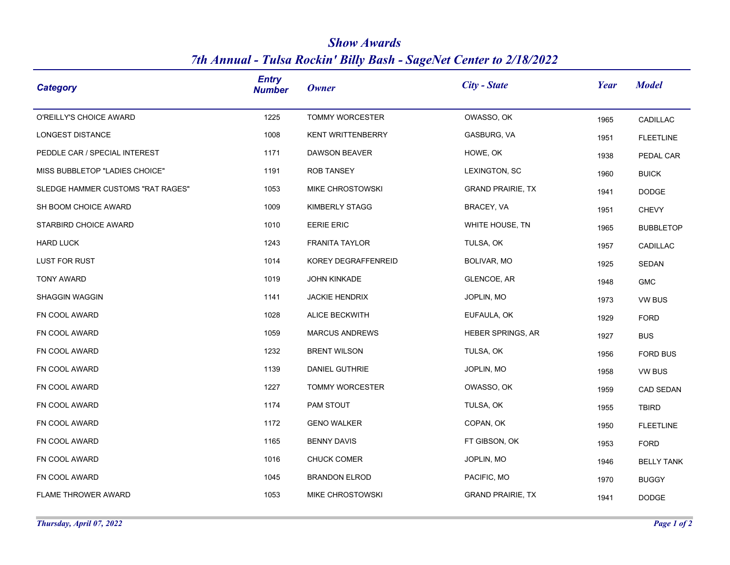# Show Awards

## 7th Annual - Tulsa Rockin' Billy Bash - SageNet Center to 2/18/2022

| Category | Entry Number | Owner | City - State | Year | Model |
|---|---|---|---|---|---|
| O'REILLY'S CHOICE AWARD | 1225 | TOMMY WORCESTER | OWASSO, OK | 1965 | CADILLAC |
| LONGEST DISTANCE | 1008 | KENT WRITTENBERRY | GASBURG, VA | 1951 | FLEETLINE |
| PEDDLE CAR / SPECIAL INTEREST | 1171 | DAWSON BEAVER | HOWE, OK | 1938 | PEDAL CAR |
| MISS BUBBLETOP "LADIES CHOICE" | 1191 | ROB TANSEY | LEXINGTON, SC | 1960 | BUICK |
| SLEDGE HAMMER CUSTOMS "RAT RAGES" | 1053 | MIKE CHROSTOWSKI | GRAND PRAIRIE, TX | 1941 | DODGE |
| SH BOOM CHOICE AWARD | 1009 | KIMBERLY STAGG | BRACEY, VA | 1951 | CHEVY |
| STARBIRD CHOICE AWARD | 1010 | EERIE ERIC | WHITE HOUSE, TN | 1965 | BUBBLETOP |
| HARD LUCK | 1243 | FRANITA TAYLOR | TULSA, OK | 1957 | CADILLAC |
| LUST FOR RUST | 1014 | KOREY DEGRAFFENREID | BOLIVAR, MO | 1925 | SEDAN |
| TONY AWARD | 1019 | JOHN KINKADE | GLENCOE, AR | 1948 | GMC |
| SHAGGIN WAGGIN | 1141 | JACKIE HENDRIX | JOPLIN, MO | 1973 | VW BUS |
| FN COOL AWARD | 1028 | ALICE BECKWITH | EUFAULA, OK | 1929 | FORD |
| FN COOL AWARD | 1059 | MARCUS ANDREWS | HEBER SPRINGS, AR | 1927 | BUS |
| FN COOL AWARD | 1232 | BRENT WILSON | TULSA, OK | 1956 | FORD BUS |
| FN COOL AWARD | 1139 | DANIEL GUTHRIE | JOPLIN, MO | 1958 | VW BUS |
| FN COOL AWARD | 1227 | TOMMY WORCESTER | OWASSO, OK | 1959 | CAD SEDAN |
| FN COOL AWARD | 1174 | PAM STOUT | TULSA, OK | 1955 | TBIRD |
| FN COOL AWARD | 1172 | GENO WALKER | COPAN, OK | 1950 | FLEETLINE |
| FN COOL AWARD | 1165 | BENNY DAVIS | FT GIBSON, OK | 1953 | FORD |
| FN COOL AWARD | 1016 | CHUCK COMER | JOPLIN, MO | 1946 | BELLY TANK |
| FN COOL AWARD | 1045 | BRANDON ELROD | PACIFIC, MO | 1970 | BUGGY |
| FLAME THROWER AWARD | 1053 | MIKE CHROSTOWSKI | GRAND PRAIRIE, TX | 1941 | DODGE |

*Thursday, April 07, 2022*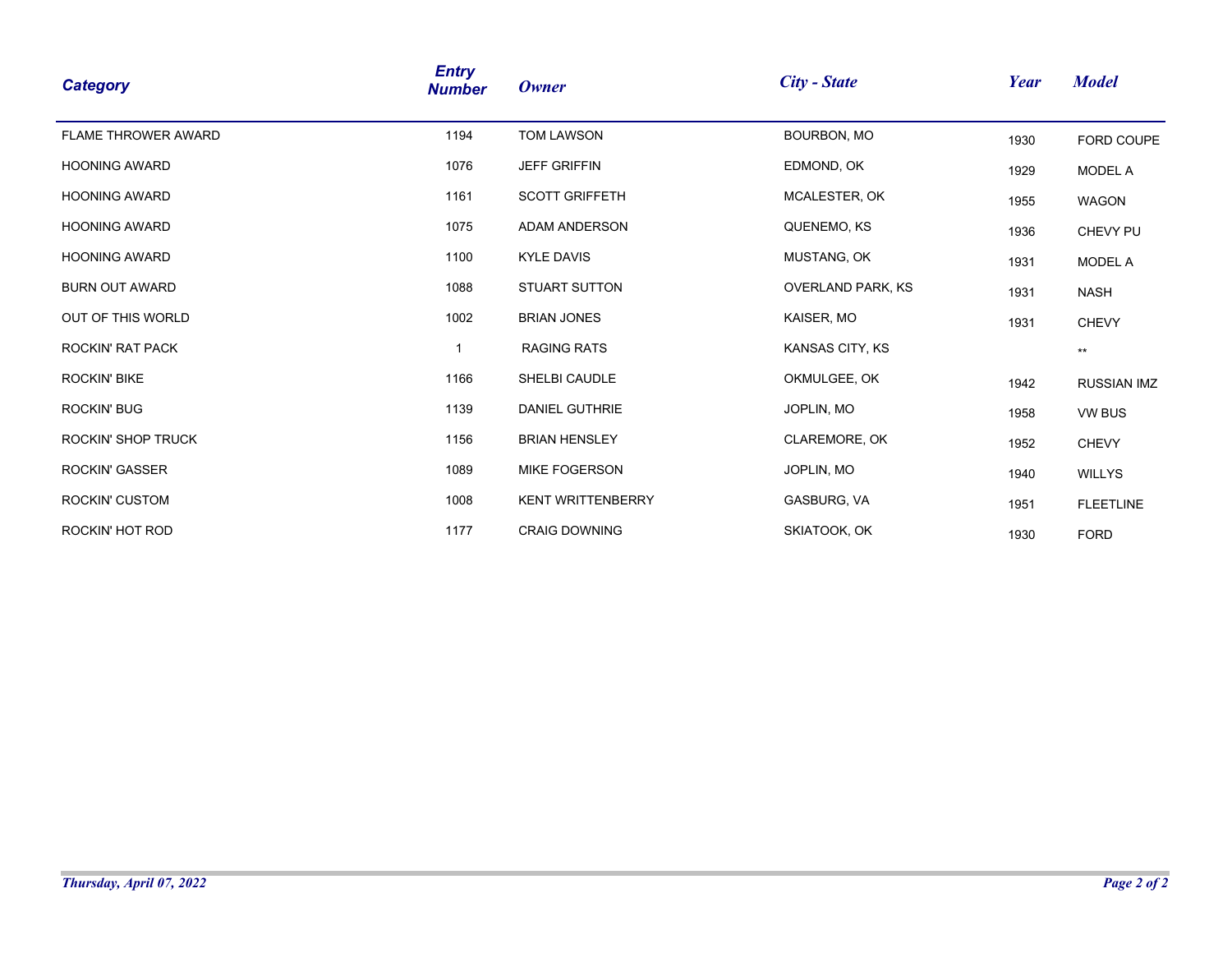| Category | Entry Number | Owner | City - State | Year | Model |
|---|---|---|---|---|---|
| FLAME THROWER AWARD | 1194 | TOM LAWSON | BOURBON, MO | 1930 | FORD COUPE |
| HOONING AWARD | 1076 | JEFF GRIFFIN | EDMOND, OK | 1929 | MODEL A |
| HOONING AWARD | 1161 | SCOTT GRIFFETH | MCALESTER, OK | 1955 | WAGON |
| HOONING AWARD | 1075 | ADAM ANDERSON | QUENEMO, KS | 1936 | CHEVY PU |
| HOONING AWARD | 1100 | KYLE DAVIS | MUSTANG, OK | 1931 | MODEL A |
| BURN OUT AWARD | 1088 | STUART SUTTON | OVERLAND PARK, KS | 1931 | NASH |
| OUT OF THIS WORLD | 1002 | BRIAN JONES | KAISER, MO | 1931 | CHEVY |
| ROCKIN' RAT PACK | 1 | RAGING RATS | KANSAS CITY, KS | | ** |
| ROCKIN' BIKE | 1166 | SHELBI CAUDLE | OKMULGEE, OK | 1942 | RUSSIAN IMZ |
| ROCKIN' BUG | 1139 | DANIEL GUTHRIE | JOPLIN, MO | 1958 | VW BUS |
| ROCKIN' SHOP TRUCK | 1156 | BRIAN HENSLEY | CLAREMORE, OK | 1952 | CHEVY |
| ROCKIN' GASSER | 1089 | MIKE FOGERSON | JOPLIN, MO | 1940 | WILLYS |
| ROCKIN' CUSTOM | 1008 | KENT WRITTENBERRY | GASBURG, VA | 1951 | FLEETLINE |
| ROCKIN' HOT ROD | 1177 | CRAIG DOWNING | SKIATOOK, OK | 1930 | FORD |

*Thursday, April 07, 2022*